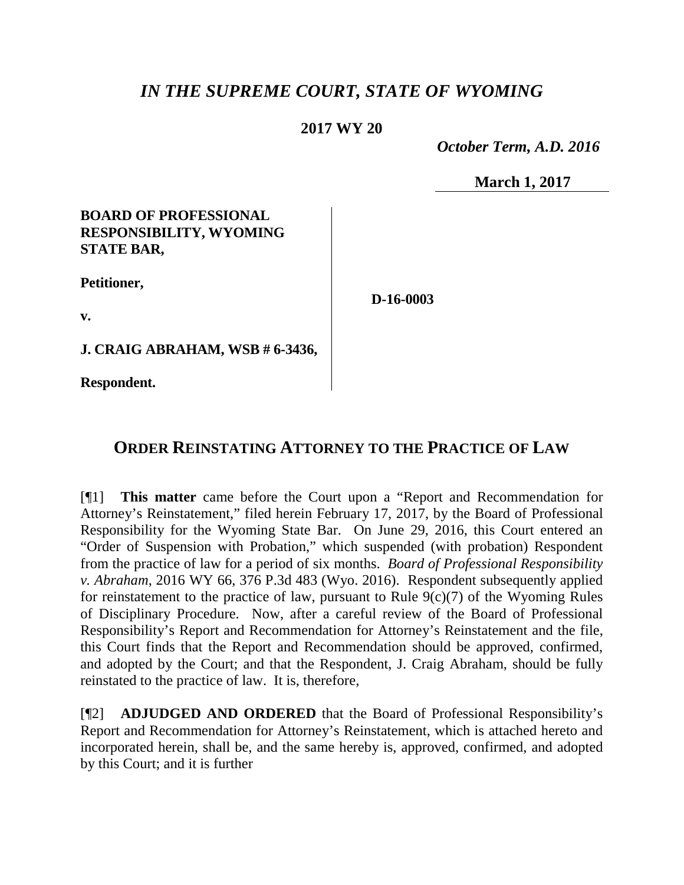# *IN THE SUPREME COURT, STATE OF WYOMING*

**2017 WY 20**

*October Term, A.D. 2016*

**March 1, 2017**

**BOARD OF PROFESSIONAL RESPONSIBILITY, WYOMING STATE BAR,**

**Petitioner,**

**v.**

**J. CRAIG ABRAHAM, WSB # 6-3436,**

**Respondent.**

**D-16-0003**

## ORDER REINSTATING ATTORNEY TO THE PRACTICE OF LAW

[¶1] **This matter** came before the Court upon a "Report and Recommendation for Attorney's Reinstatement," filed herein February 17, 2017, by the Board of Professional Responsibility for the Wyoming State Bar. On June 29, 2016, this Court entered an "Order of Suspension with Probation," which suspended (with probation) Respondent from the practice of law for a period of six months. *Board of Professional Responsibility v. Abraham*, 2016 WY 66, 376 P.3d 483 (Wyo. 2016). Respondent subsequently applied for reinstatement to the practice of law, pursuant to Rule 9(c)(7) of the Wyoming Rules of Disciplinary Procedure. Now, after a careful review of the Board of Professional Responsibility's Report and Recommendation for Attorney's Reinstatement and the file, this Court finds that the Report and Recommendation should be approved, confirmed, and adopted by the Court; and that the Respondent, J. Craig Abraham, should be fully reinstated to the practice of law. It is, therefore,

[¶2] **ADJUDGED AND ORDERED** that the Board of Professional Responsibility's Report and Recommendation for Attorney's Reinstatement, which is attached hereto and incorporated herein, shall be, and the same hereby is, approved, confirmed, and adopted by this Court; and it is further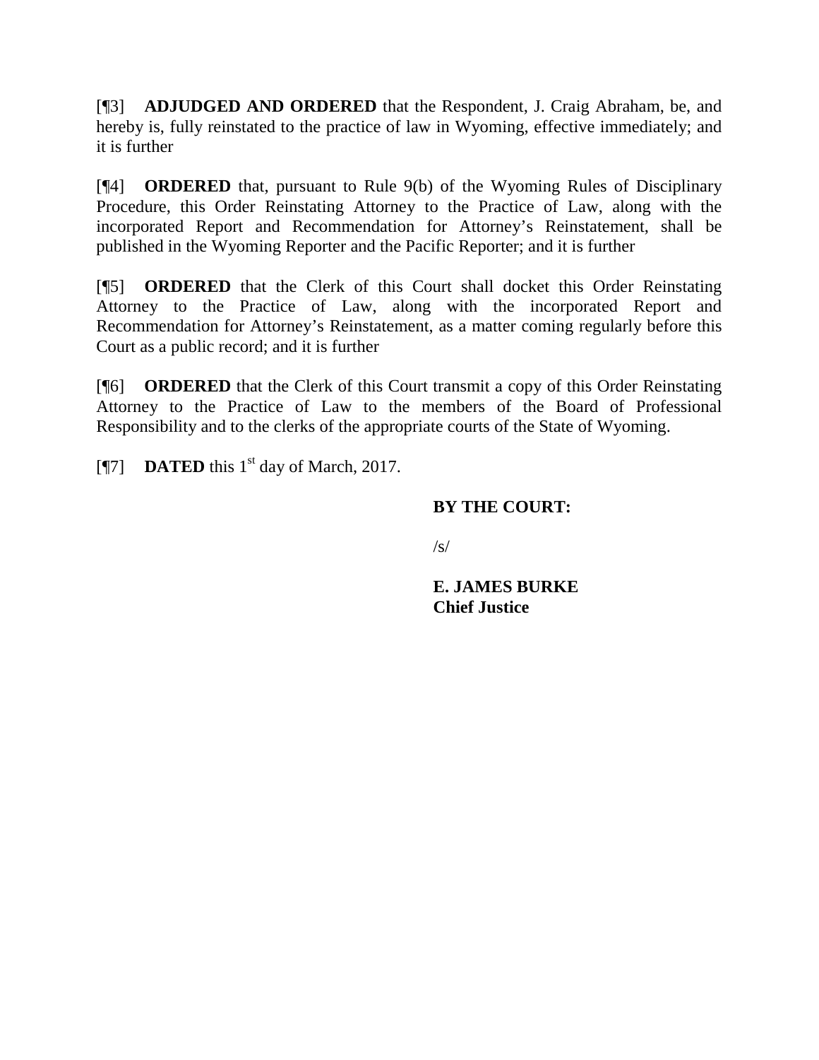[¶3] **ADJUDGED AND ORDERED** that the Respondent, J. Craig Abraham, be, and hereby is, fully reinstated to the practice of law in Wyoming, effective immediately; and it is further

[¶4] **ORDERED** that, pursuant to Rule 9(b) of the Wyoming Rules of Disciplinary Procedure, this Order Reinstating Attorney to the Practice of Law, along with the incorporated Report and Recommendation for Attorney's Reinstatement, shall be published in the Wyoming Reporter and the Pacific Reporter; and it is further

[¶5] **ORDERED** that the Clerk of this Court shall docket this Order Reinstating Attorney to the Practice of Law, along with the incorporated Report and Recommendation for Attorney's Reinstatement, as a matter coming regularly before this Court as a public record; and it is further

[¶6] **ORDERED** that the Clerk of this Court transmit a copy of this Order Reinstating Attorney to the Practice of Law to the members of the Board of Professional Responsibility and to the clerks of the appropriate courts of the State of Wyoming.

[¶7] **DATED** this 1st day of March, 2017.

**BY THE COURT:**

/s/

**E. JAMES BURKE**
**Chief Justice**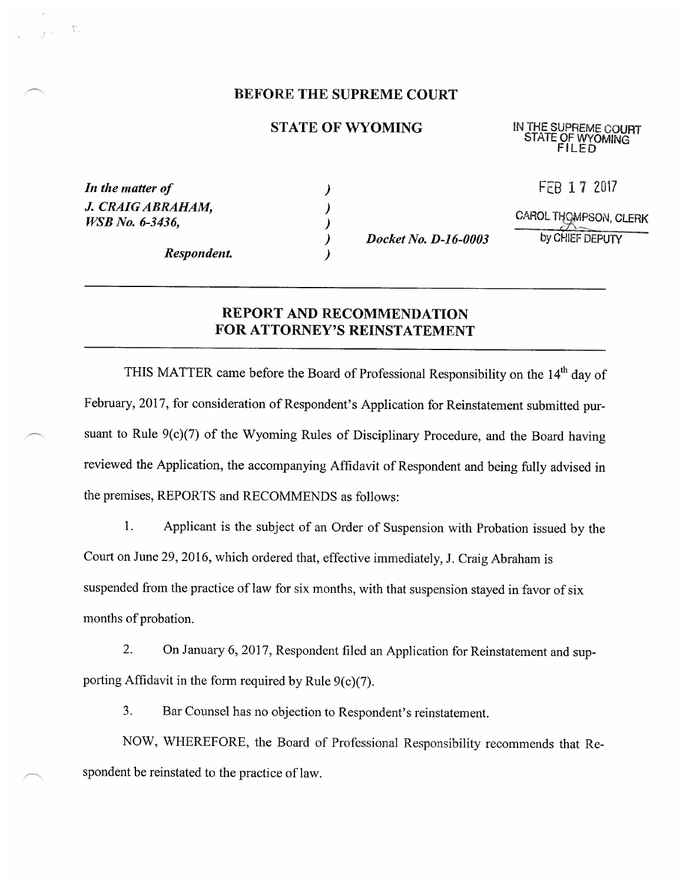# BEFORE THE SUPREME COURT

## STATE OF WYOMING

IN THE SUPREME COURT
STATE OF WYOMING
FILED

FEB 17 2017

CAROL THOMPSON, CLERK
by CHIEF DEPUTY

| | | |
|---|---|---|
| *In the matter of* | ) | |
| *J. CRAIG ABRAHAM,* | ) | |
| *WSB No. 6-3436,* | ) | |
| | ) | *Docket No. D-16-0003* |
| *Respondent.* | ) | |

## REPORT AND RECOMMENDATION FOR ATTORNEY'S REINSTATEMENT

THIS MATTER came before the Board of Professional Responsibility on the 14th day of February, 2017, for consideration of Respondent's Application for Reinstatement submitted pursuant to Rule 9(c)(7) of the Wyoming Rules of Disciplinary Procedure, and the Board having reviewed the Application, the accompanying Affidavit of Respondent and being fully advised in the premises, REPORTS and RECOMMENDS as follows:

1. Applicant is the subject of an Order of Suspension with Probation issued by the Court on June 29, 2016, which ordered that, effective immediately, J. Craig Abraham is suspended from the practice of law for six months, with that suspension stayed in favor of six months of probation.

2. On January 6, 2017, Respondent filed an Application for Reinstatement and supporting Affidavit in the form required by Rule 9(c)(7).

3. Bar Counsel has no objection to Respondent's reinstatement.

NOW, WHEREFORE, the Board of Professional Responsibility recommends that Respondent be reinstated to the practice of law.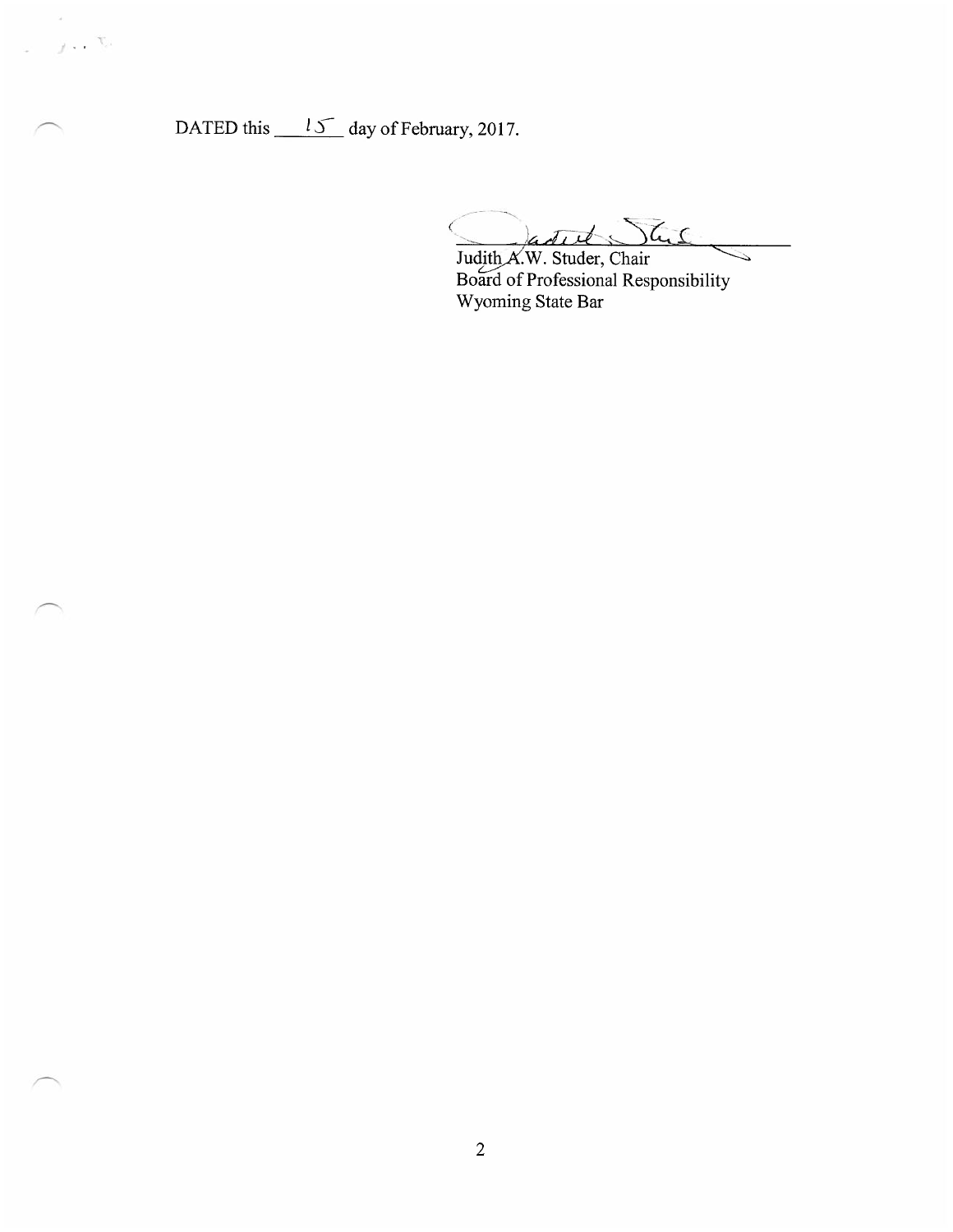DATED this 15 day of February, 2017.

Judith A.W. Studer, Chair
Board of Professional Responsibility
Wyoming State Bar